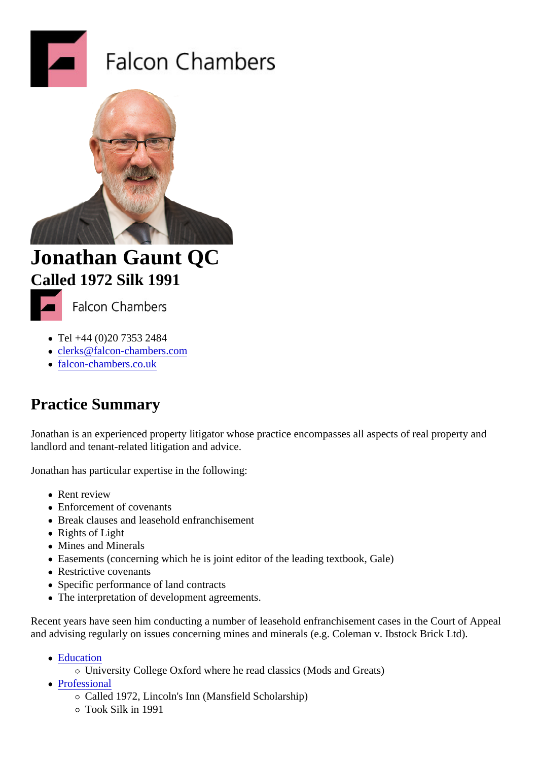Falcon Chambers

# Jonathan Gaunt QC

## Called 1972 Silk 1991

Falcon Chambers

- Tel +44 (0)20 7353 2484
- clerks@falcon-chambers.com
- falcon-chambers.co.uk

## Practice Summary

Jonathan is an experienced property litigator whose practice encompasses all aspects of real property and landlord and tenant-related litigation and advice.

Jonathan has particular expertise in the following:

- Rent review
- Enforcement of covenants
- Break clauses and leasehold enfranchisement
- Rights of Light
- Mines and Minerals
- Easements (concerning which he is joint editor of the leading textbook, Gale)
- Restrictive covenants
- Specific performance of land contracts
- The interpretation of development agreements.

Recent years have seen him conducting a number of leasehold enfranchisement cases in the Court of Appeal and advising regularly on issues concerning mines and minerals (e.g. Coleman v. Ibstock Brick Ltd).

- Education
  - University College Oxford where he read classics (Mods and Greats)
- Professional
  - Called 1972, Lincoln's Inn (Mansfield Scholarship)
  - Took Silk in 1991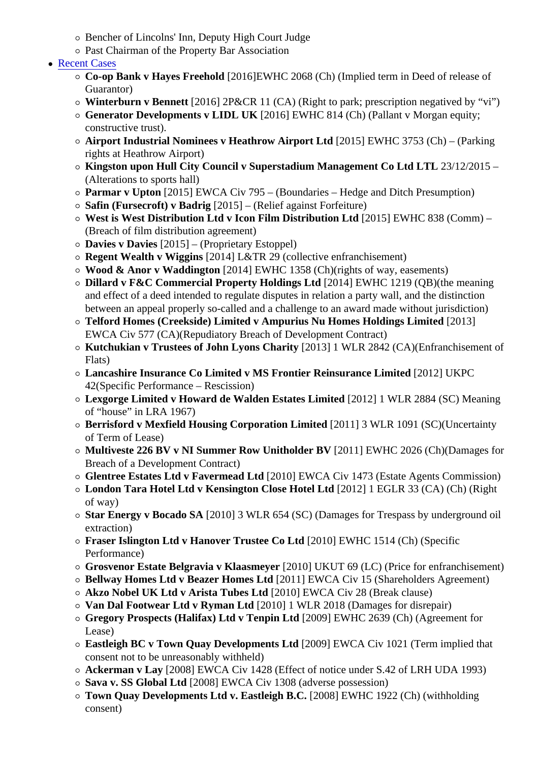- Bencher of Lincolns' Inn, Deputy High Court Judge
   - Past Chairman of the Property Bar Association
- [Recent Cases]()
   - **Co-op Bank v Hayes Freehold** [2016]EWHC 2068 (Ch) (Implied term in Deed of release of Guarantor)
   - **Winterburn v Bennett** [2016] 2P&CR 11 (CA) (Right to park; prescription negatived by "vi")
   - **Generator Developments v LIDL UK** [2016] EWHC 814 (Ch) (Pallant v Morgan equity; constructive trust).
   - **Airport Industrial Nominees v Heathrow Airport Ltd** [2015] EWHC 3753 (Ch) – (Parking rights at Heathrow Airport)
   - **Kingston upon Hull City Council v Superstadium Management Co Ltd LTL** 23/12/2015 – (Alterations to sports hall)
   - **Parmar v Upton** [2015] EWCA Civ 795 – (Boundaries – Hedge and Ditch Presumption)
   - **Safin (Fursecroft) v Badrig** [2015] – (Relief against Forfeiture)
   - **West is West Distribution Ltd v Icon Film Distribution Ltd** [2015] EWHC 838 (Comm) – (Breach of film distribution agreement)
   - **Davies v Davies** [2015] – (Proprietary Estoppel)
   - **Regent Wealth v Wiggins** [2014] L&TR 29 (collective enfranchisement)
   - **Wood & Anor v Waddington** [2014] EWHC 1358 (Ch)(rights of way, easements)
   - **Dillard v F&C Commercial Property Holdings Ltd** [2014] EWHC 1219 (QB)(the meaning and effect of a deed intended to regulate disputes in relation a party wall, and the distinction between an appeal properly so-called and a challenge to an award made without jurisdiction)
   - **Telford Homes (Creekside) Limited v Ampurius Nu Homes Holdings Limited** [2013] EWCA Civ 577 (CA)(Repudiatory Breach of Development Contract)
   - **Kutchukian v Trustees of John Lyons Charity** [2013] 1 WLR 2842 (CA)(Enfranchisement of Flats)
   - **Lancashire Insurance Co Limited v MS Frontier Reinsurance Limited** [2012] UKPC 42(Specific Performance – Rescission)
   - **Lexgorge Limited v Howard de Walden Estates Limited** [2012] 1 WLR 2884 (SC) Meaning of "house" in LRA 1967)
   - **Berrisford v Mexfield Housing Corporation Limited** [2011] 3 WLR 1091 (SC)(Uncertainty of Term of Lease)
   - **Multiveste 226 BV v NI Summer Row Unitholder BV** [2011] EWHC 2026 (Ch)(Damages for Breach of a Development Contract)
   - **Glentree Estates Ltd v Favermead Ltd** [2010] EWCA Civ 1473 (Estate Agents Commission)
   - **London Tara Hotel Ltd v Kensington Close Hotel Ltd** [2012] 1 EGLR 33 (CA) (Ch) (Right of way)
   - **Star Energy v Bocado SA** [2010] 3 WLR 654 (SC) (Damages for Trespass by underground oil extraction)
   - **Fraser Islington Ltd v Hanover Trustee Co Ltd** [2010] EWHC 1514 (Ch) (Specific Performance)
   - **Grosvenor Estate Belgravia v Klaasmeyer** [2010] UKUT 69 (LC) (Price for enfranchisement)
   - **Bellway Homes Ltd v Beazer Homes Ltd** [2011] EWCA Civ 15 (Shareholders Agreement)
   - **Akzo Nobel UK Ltd v Arista Tubes Ltd** [2010] EWCA Civ 28 (Break clause)
   - **Van Dal Footwear Ltd v Ryman Ltd** [2010] 1 WLR 2018 (Damages for disrepair)
   - **Gregory Prospects (Halifax) Ltd v Tenpin Ltd** [2009] EWHC 2639 (Ch) (Agreement for Lease)
   - **Eastleigh BC v Town Quay Developments Ltd** [2009] EWCA Civ 1021 (Term implied that consent not to be unreasonably withheld)
   - **Ackerman v Lay** [2008] EWCA Civ 1428 (Effect of notice under S.42 of LRH UDA 1993)
   - **Sava v. SS Global Ltd** [2008] EWCA Civ 1308 (adverse possession)
   - **Town Quay Developments Ltd v. Eastleigh B.C.** [2008] EWHC 1922 (Ch) (withholding consent)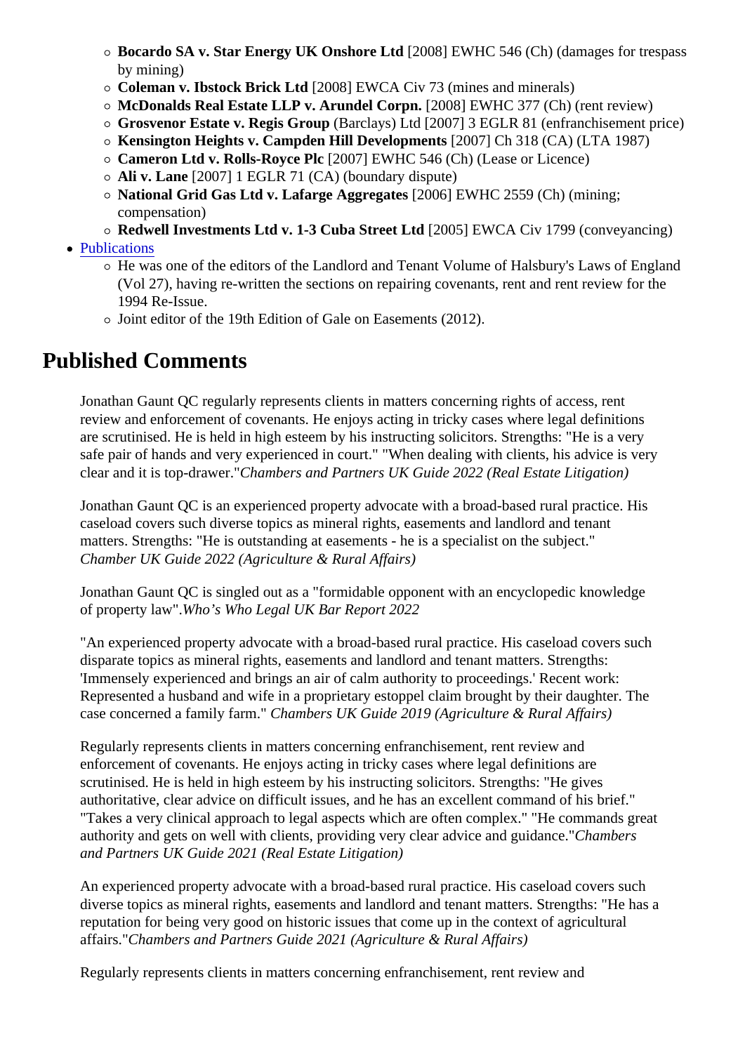- **Bocardo SA v. Star Energy UK Onshore Ltd** [2008] EWHC 546 (Ch) (damages for trespass by mining)
    - **Coleman v. Ibstock Brick Ltd** [2008] EWCA Civ 73 (mines and minerals)
    - **McDonalds Real Estate LLP v. Arundel Corpn.** [2008] EWHC 377 (Ch) (rent review)
    - **Grosvenor Estate v. Regis Group** (Barclays) Ltd [2007] 3 EGLR 81 (enfranchisement price)
    - **Kensington Heights v. Campden Hill Developments** [2007] Ch 318 (CA) (LTA 1987)
    - **Cameron Ltd v. Rolls-Royce Plc** [2007] EWHC 546 (Ch) (Lease or Licence)
    - **Ali v. Lane** [2007] 1 EGLR 71 (CA) (boundary dispute)
    - **National Grid Gas Ltd v. Lafarge Aggregates** [2006] EWHC 2559 (Ch) (mining; compensation)
    - **Redwell Investments Ltd v. 1-3 Cuba Street Ltd** [2005] EWCA Civ 1799 (conveyancing)
- Publications
    - He was one of the editors of the Landlord and Tenant Volume of Halsbury's Laws of England (Vol 27), having re-written the sections on repairing covenants, rent and rent review for the 1994 Re-Issue.
    - Joint editor of the 19th Edition of Gale on Easements (2012).

# Published Comments

Jonathan Gaunt QC regularly represents clients in matters concerning rights of access, rent review and enforcement of covenants. He enjoys acting in tricky cases where legal definitions are scrutinised. He is held in high esteem by his instructing solicitors. Strengths: "He is a very safe pair of hands and very experienced in court." "When dealing with clients, his advice is very clear and it is top-drawer."*Chambers and Partners UK Guide 2022 (Real Estate Litigation)*

Jonathan Gaunt QC is an experienced property advocate with a broad-based rural practice. His caseload covers such diverse topics as mineral rights, easements and landlord and tenant matters. Strengths: "He is outstanding at easements - he is a specialist on the subject." *Chamber UK Guide 2022 (Agriculture & Rural Affairs)*

Jonathan Gaunt QC is singled out as a "formidable opponent with an encyclopedic knowledge of property law".*Who's Who Legal UK Bar Report 2022*

"An experienced property advocate with a broad-based rural practice. His caseload covers such disparate topics as mineral rights, easements and landlord and tenant matters. Strengths: 'Immensely experienced and brings an air of calm authority to proceedings.' Recent work: Represented a husband and wife in a proprietary estoppel claim brought by their daughter. The case concerned a family farm." *Chambers UK Guide 2019 (Agriculture & Rural Affairs)*

Regularly represents clients in matters concerning enfranchisement, rent review and enforcement of covenants. He enjoys acting in tricky cases where legal definitions are scrutinised. He is held in high esteem by his instructing solicitors. Strengths: "He gives authoritative, clear advice on difficult issues, and he has an excellent command of his brief." "Takes a very clinical approach to legal aspects which are often complex." "He commands great authority and gets on well with clients, providing very clear advice and guidance."*Chambers and Partners UK Guide 2021 (Real Estate Litigation)*

An experienced property advocate with a broad-based rural practice. His caseload covers such diverse topics as mineral rights, easements and landlord and tenant matters. Strengths: "He has a reputation for being very good on historic issues that come up in the context of agricultural affairs."*Chambers and Partners Guide 2021 (Agriculture & Rural Affairs)*

Regularly represents clients in matters concerning enfranchisement, rent review and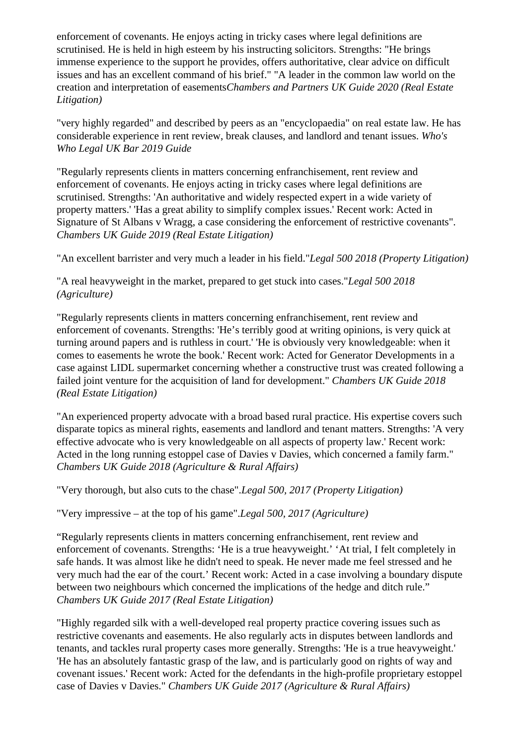enforcement of covenants. He enjoys acting in tricky cases where legal definitions are scrutinised. He is held in high esteem by his instructing solicitors. Strengths: "He brings immense experience to the support he provides, offers authoritative, clear advice on difficult issues and has an excellent command of his brief." "A leader in the common law world on the creation and interpretation of easements*Chambers and Partners UK Guide 2020 (Real Estate Litigation)*

"very highly regarded" and described by peers as an "encyclopaedia" on real estate law. He has considerable experience in rent review, break clauses, and landlord and tenant issues. *Who's Who Legal UK Bar 2019 Guide*

"Regularly represents clients in matters concerning enfranchisement, rent review and enforcement of covenants. He enjoys acting in tricky cases where legal definitions are scrutinised. Strengths: 'An authoritative and widely respected expert in a wide variety of property matters.' 'Has a great ability to simplify complex issues.' Recent work: Acted in Signature of St Albans v Wragg, a case considering the enforcement of restrictive covenants". *Chambers UK Guide 2019 (Real Estate Litigation)*

"An excellent barrister and very much a leader in his field."*Legal 500 2018 (Property Litigation)*

"A real heavyweight in the market, prepared to get stuck into cases."*Legal 500 2018 (Agriculture)*

"Regularly represents clients in matters concerning enfranchisement, rent review and enforcement of covenants. Strengths: 'He's terribly good at writing opinions, is very quick at turning around papers and is ruthless in court.' 'He is obviously very knowledgeable: when it comes to easements he wrote the book.' Recent work: Acted for Generator Developments in a case against LIDL supermarket concerning whether a constructive trust was created following a failed joint venture for the acquisition of land for development." *Chambers UK Guide 2018 (Real Estate Litigation)*

"An experienced property advocate with a broad based rural practice. His expertise covers such disparate topics as mineral rights, easements and landlord and tenant matters. Strengths: 'A very effective advocate who is very knowledgeable on all aspects of property law.' Recent work: Acted in the long running estoppel case of Davies v Davies, which concerned a family farm." *Chambers UK Guide 2018 (Agriculture & Rural Affairs)*

"Very thorough, but also cuts to the chase".*Legal 500, 2017 (Property Litigation)*

"Very impressive – at the top of his game".*Legal 500, 2017 (Agriculture)*

"Regularly represents clients in matters concerning enfranchisement, rent review and enforcement of covenants. Strengths: 'He is a true heavyweight.' 'At trial, I felt completely in safe hands. It was almost like he didn't need to speak. He never made me feel stressed and he very much had the ear of the court.' Recent work: Acted in a case involving a boundary dispute between two neighbours which concerned the implications of the hedge and ditch rule." *Chambers UK Guide 2017 (Real Estate Litigation)*

"Highly regarded silk with a well-developed real property practice covering issues such as restrictive covenants and easements. He also regularly acts in disputes between landlords and tenants, and tackles rural property cases more generally. Strengths: 'He is a true heavyweight.' 'He has an absolutely fantastic grasp of the law, and is particularly good on rights of way and covenant issues.' Recent work: Acted for the defendants in the high-profile proprietary estoppel case of Davies v Davies." *Chambers UK Guide 2017 (Agriculture & Rural Affairs)*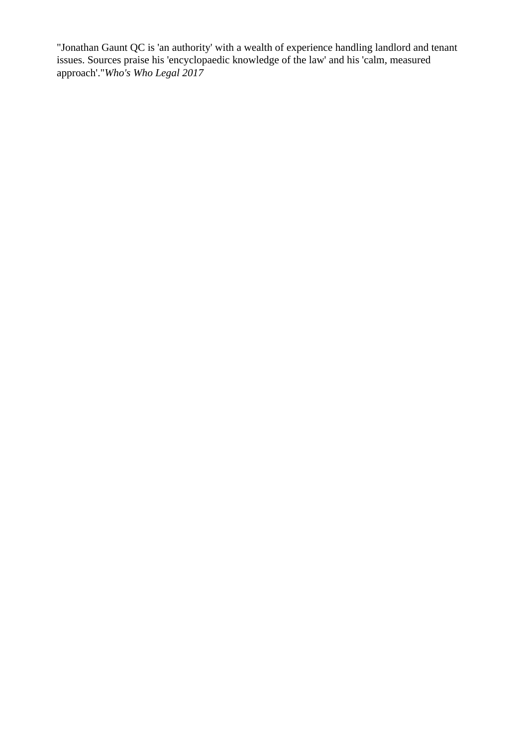"Jonathan Gaunt QC is 'an authority' with a wealth of experience handling landlord and tenant issues. Sources praise his 'encyclopaedic knowledge of the law' and his 'calm, measured approach'."*Who's Who Legal 2017*